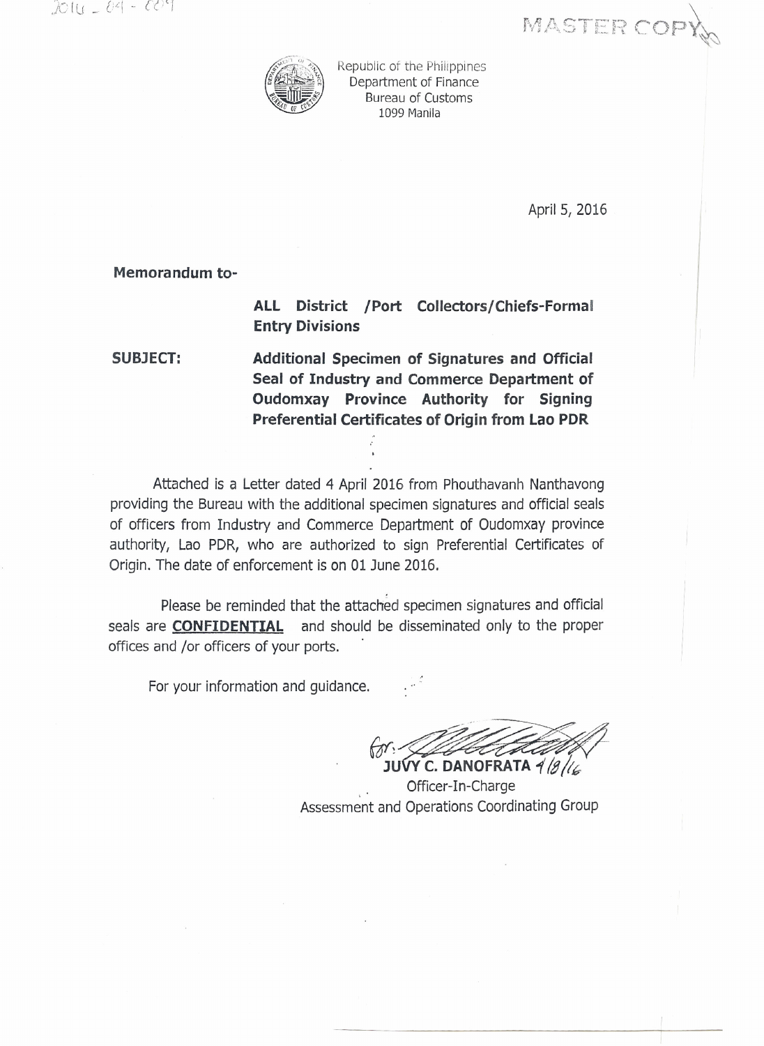2016 - 04 - 009

MASTER COPY

Republic of the Philippines
Department of Finance
Bureau of Customs
1099 Manila

April 5, 2016

**Memorandum to-**

**ALL District /Port Collectors/Chiefs-Formal Entry Divisions**

**SUBJECT:** **Additional Specimen of Signatures and Official Seal of Industry and Commerce Department of Oudomxay Province Authority for Signing Preferential Certificates of Origin from Lao PDR**

Attached is a Letter dated 4 April 2016 from Phouthavanh Nanthavong providing the Bureau with the additional specimen signatures and official seals of officers from Industry and Commerce Department of Oudomxay province authority, Lao PDR, who are authorized to sign Preferential Certificates of Origin. The date of enforcement is on 01 June 2016.

Please be reminded that the attached specimen signatures and official seals are **CONFIDENTIAL** and should be disseminated only to the proper offices and /or officers of your ports.

For your information and guidance.

for:
**JUVY C. DANOFRATA** 4/8/16
Officer-In-Charge
Assessment and Operations Coordinating Group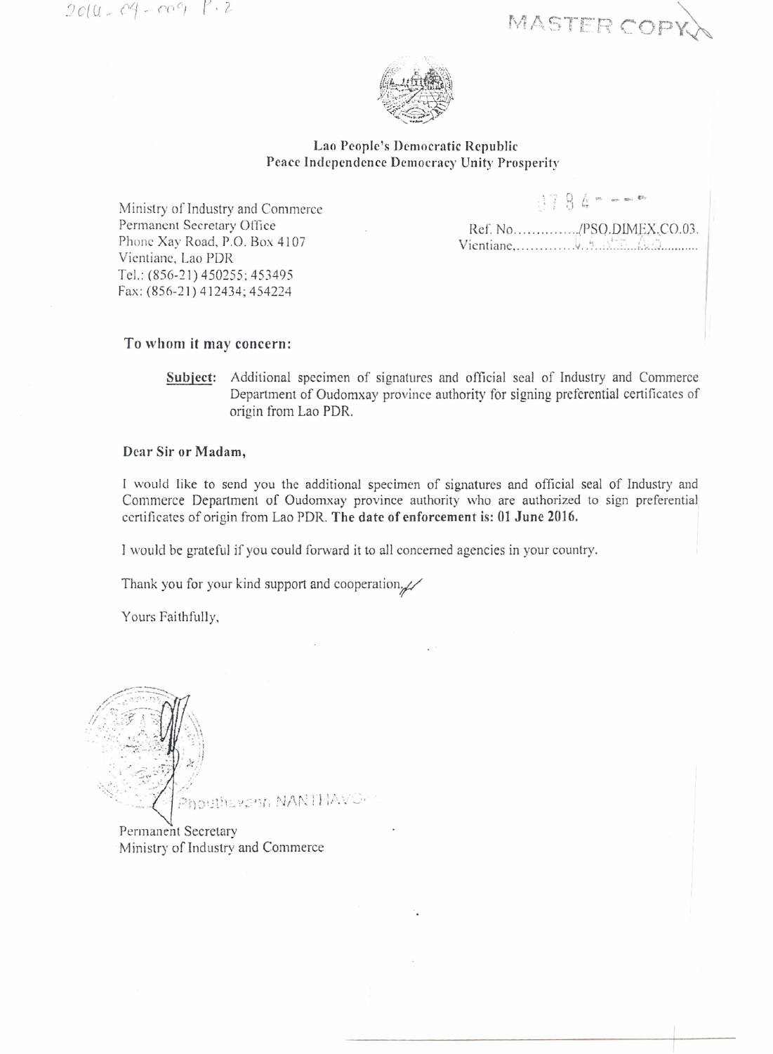2016-04-009 P.2

MASTER COPY

**Lao People's Democratic Republic**
**Peace Independence Democracy Unity Prosperity**

Ministry of Industry and Commerce
Permanent Secretary Office
Phone Xay Road, P.O. Box 4107
Vientiane, Lao PDR
Tel.: (856-21) 450255; 453495
Fax: (856-21) 412434; 454224

0784
Ref. No............../PSO.DIMEX.CO.03.
Vientiane,...............................

**To whom it may concern:**

**Subject**: Additional specimen of signatures and official seal of Industry and Commerce Department of Oudomxay province authority for signing preferential certificates of origin from Lao PDR.

**Dear Sir or Madam,**

I would like to send you the additional specimen of signatures and official seal of Industry and Commerce Department of Oudomxay province authority who are authorized to sign preferential certificates of origin from Lao PDR. **The date of enforcement is: 01 June 2016.**

I would be grateful if you could forward it to all concerned agencies in your country.

Thank you for your kind support and cooperation.

Yours Faithfully,

Phouthavong NANTHAVONG
Permanent Secretary
Ministry of Industry and Commerce